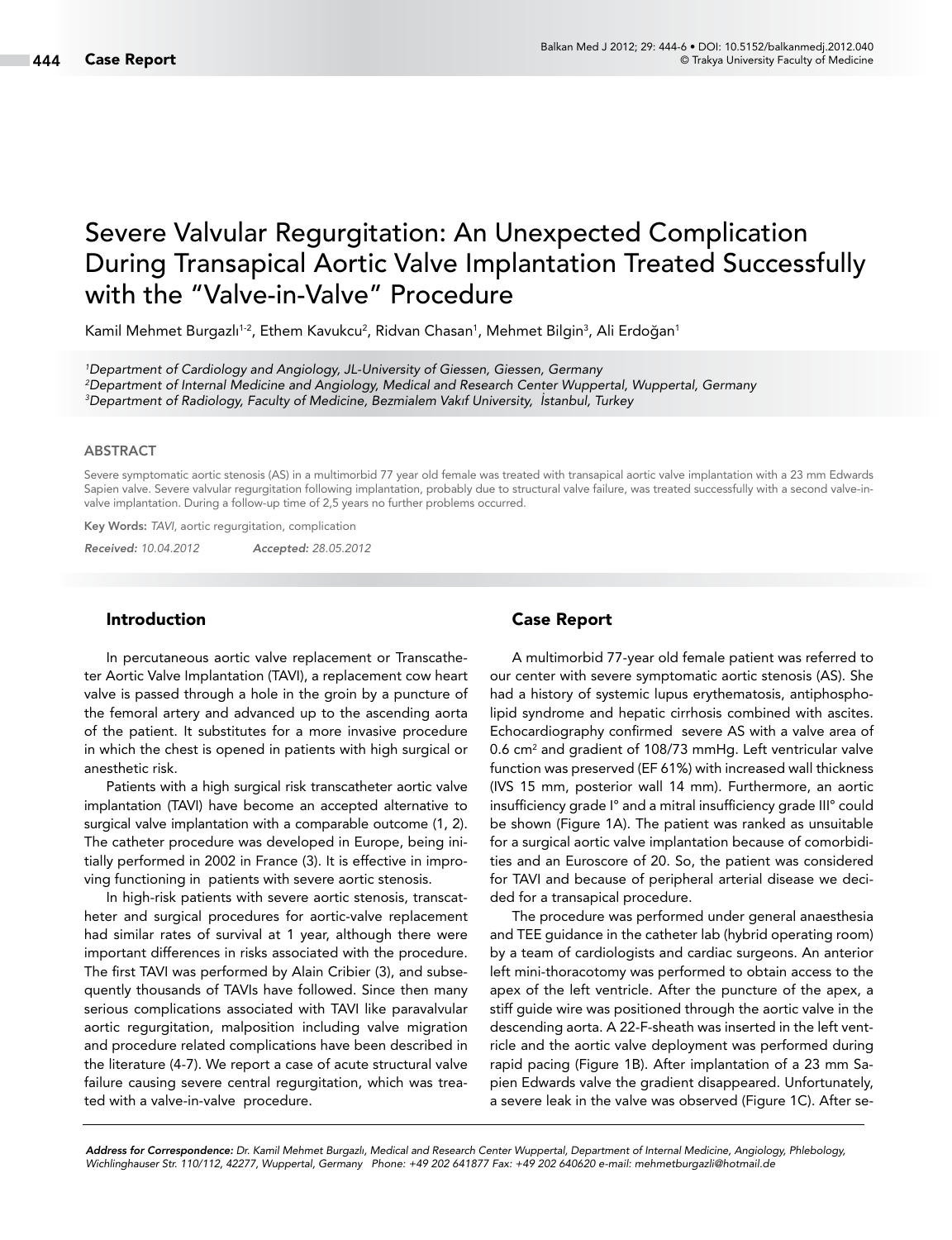Case Report

# Severe Valvular Regurgitation: An Unexpected Complication During Transapical Aortic Valve Implantation Treated Successfully with the "Valve-in-Valve" Procedure

Kamil Mehmet Burgazlı[1-2], Ethem Kavukcu[2], Ridvan Chasan[1], Mehmet Bilgin[3], Ali Erdoğan[1]

*[1]Department of Cardiology and Angiology, JL-University of Giessen, Giessen, Germany*
*[2]Department of Internal Medicine and Angiology, Medical and Research Center Wuppertal, Wuppertal, Germany*
*[3]Department of Radiology, Faculty of Medicine, Bezmialem Vakıf University, İstanbul, Turkey*

## ABSTRACT

Severe symptomatic aortic stenosis (AS) in a multimorbid 77 year old female was treated with transapical aortic valve implantation with a 23 mm Edwards Sapien valve. Severe valvular regurgitation following implantation, probably due to structural valve failure, was treated successfully with a second valve-in-valve implantation. During a follow-up time of 2,5 years no further problems occurred.

**Key Words:** *TAVI*, aortic regurgitation, complication

*Received: 10.04.2012* *Accepted: 28.05.2012*

## Introduction

In percutaneous aortic valve replacement or Transcatheter Aortic Valve Implantation (TAVI), a replacement cow heart valve is passed through a hole in the groin by a puncture of the femoral artery and advanced up to the ascending aorta of the patient. It substitutes for a more invasive procedure in which the chest is opened in patients with high surgical or anesthetic risk.

Patients with a high surgical risk transcatheter aortic valve implantation (TAVI) have become an accepted alternative to surgical valve implantation with a comparable outcome (1, 2). The catheter procedure was developed in Europe, being initially performed in 2002 in France (3). It is effective in improving functioning in patients with severe aortic stenosis.

In high-risk patients with severe aortic stenosis, transcatheter and surgical procedures for aortic-valve replacement had similar rates of survival at 1 year, although there were important differences in risks associated with the procedure. The first TAVI was performed by Alain Cribier (3), and subsequently thousands of TAVIs have followed. Since then many serious complications associated with TAVI like paravalvular aortic regurgitation, malposition including valve migration and procedure related complications have been described in the literature (4-7). We report a case of acute structural valve failure causing severe central regurgitation, which was treated with a valve-in-valve procedure.

## Case Report

A multimorbid 77-year old female patient was referred to our center with severe symptomatic aortic stenosis (AS). She had a history of systemic lupus erythematosis, antiphospholipid syndrome and hepatic cirrhosis combined with ascites. Echocardiography confirmed severe AS with a valve area of 0.6 cm$^2$ and gradient of 108/73 mmHg. Left ventricular valve function was preserved (EF 61%) with increased wall thickness (IVS 15 mm, posterior wall 14 mm). Furthermore, an aortic insufficiency grade I° and a mitral insufficiency grade III° could be shown (Figure 1A). The patient was ranked as unsuitable for a surgical aortic valve implantation because of comorbidities and an Euroscore of 20. So, the patient was considered for TAVI and because of peripheral arterial disease we decided for a transapical procedure.

The procedure was performed under general anaesthesia and TEE guidance in the catheter lab (hybrid operating room) by a team of cardiologists and cardiac surgeons. An anterior left mini-thoracotomy was performed to obtain access to the apex of the left ventricle. After the puncture of the apex, a stiff guide wire was positioned through the aortic valve in the descending aorta. A 22-F-sheath was inserted in the left ventricle and the aortic valve deployment was performed during rapid pacing (Figure 1B). After implantation of a 23 mm Sapien Edwards valve the gradient disappeared. Unfortunately, a severe leak in the valve was observed (Figure 1C). After se-

*Address for Correspondence: Dr. Kamil Mehmet Burgazlı, Medical and Research Center Wuppertal, Department of Internal Medicine, Angiology, Phlebology, Wichlinghauser Str. 110/112, 42277, Wuppertal, Germany Phone: +49 202 641877 Fax: +49 202 640620 e-mail: mehmetburgazli@hotmail.de*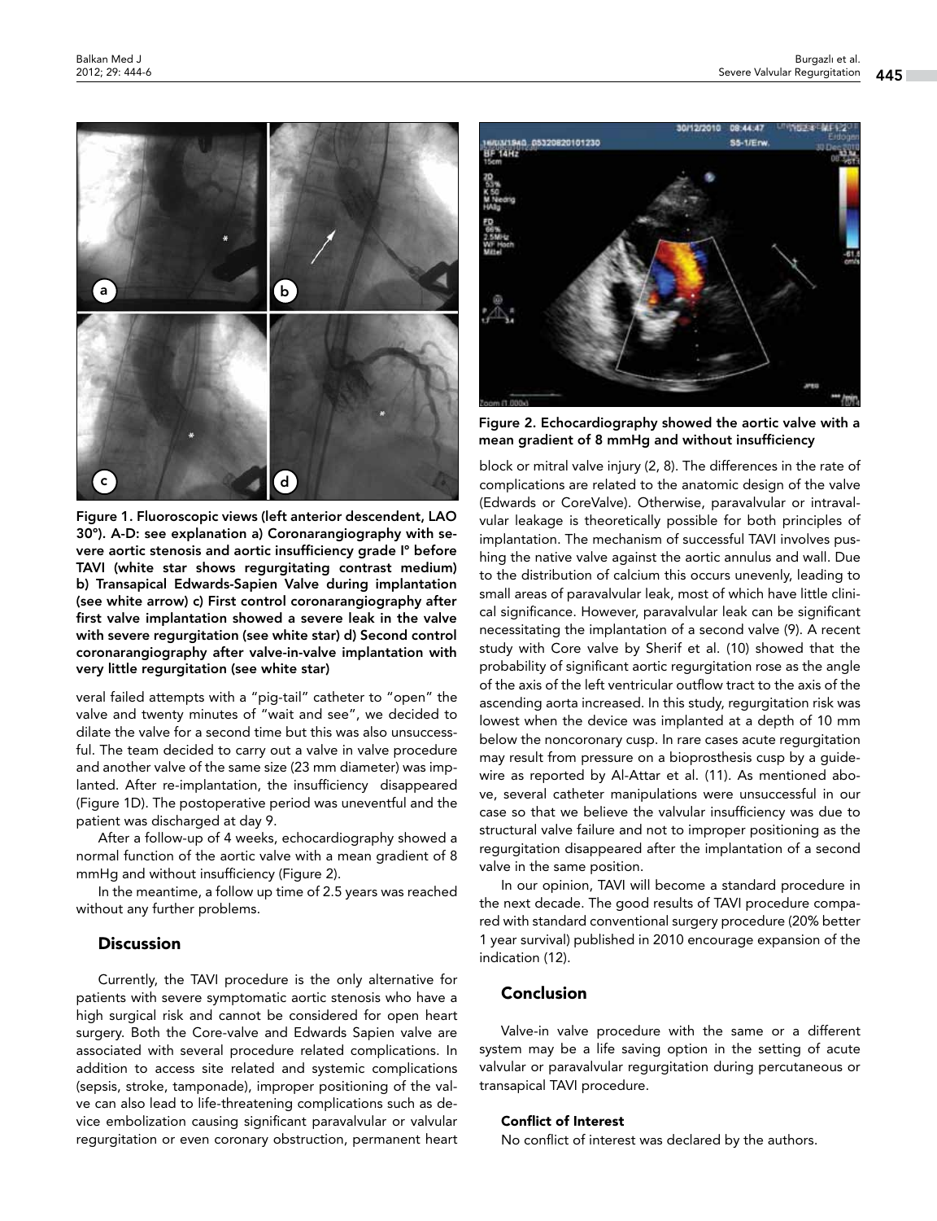Figure 1. Fluoroscopic views (left anterior descendent, LAO 30°). A-D: see explanation a) Coronarangiography with severe aortic stenosis and aortic insufficiency grade I° before TAVI (white star shows regurgitating contrast medium) b) Transapical Edwards-Sapien Valve during implantation (see white arrow) c) First control coronarangiography after first valve implantation showed a severe leak in the valve with severe regurgitation (see white star) d) Second control coronarangiography after valve-in-valve implantation with very little regurgitation (see white star)

veral failed attempts with a "pig-tail" catheter to "open" the valve and twenty minutes of "wait and see", we decided to dilate the valve for a second time but this was also unsuccessful. The team decided to carry out a valve in valve procedure and another valve of the same size (23 mm diameter) was implanted. After re-implantation, the insufficiency disappeared (Figure 1D). The postoperative period was uneventful and the patient was discharged at day 9.

After a follow-up of 4 weeks, echocardiography showed a normal function of the aortic valve with a mean gradient of 8 mmHg and without insufficiency (Figure 2).

In the meantime, a follow up time of 2.5 years was reached without any further problems.

## Discussion

Currently, the TAVI procedure is the only alternative for patients with severe symptomatic aortic stenosis who have a high surgical risk and cannot be considered for open heart surgery. Both the Core-valve and Edwards Sapien valve are associated with several procedure related complications. In addition to access site related and systemic complications (sepsis, stroke, tamponade), improper positioning of the valve can also lead to life-threatening complications such as device embolization causing significant paravalvular or valvular regurgitation or even coronary obstruction, permanent heart block or mitral valve injury (2, 8). The differences in the rate of complications are related to the anatomic design of the valve (Edwards or CoreValve). Otherwise, paravalvular or intravalvular leakage is theoretically possible for both principles of implantation. The mechanism of successful TAVI involves pushing the native valve against the aortic annulus and wall. Due to the distribution of calcium this occurs unevenly, leading to small areas of paravalvular leak, most of which have little clinical significance. However, paravalvular leak can be significant necessitating the implantation of a second valve (9). A recent study with Core valve by Sherif et al. (10) showed that the probability of significant aortic regurgitation rose as the angle of the axis of the left ventricular outflow tract to the axis of the ascending aorta increased. In this study, regurgitation risk was lowest when the device was implanted at a depth of 10 mm below the noncoronary cusp. In rare cases acute regurgitation may result from pressure on a bioprosthesis cusp by a guidewire as reported by Al-Attar et al. (11). As mentioned above, several catheter manipulations were unsuccessful in our case so that we believe the valvular insufficiency was due to structural valve failure and not to improper positioning as the regurgitation disappeared after the implantation of a second valve in the same position.

In our opinion, TAVI will become a standard procedure in the next decade. The good results of TAVI procedure compared with standard conventional surgery procedure (20% better 1 year survival) published in 2010 encourage expansion of the indication (12).

Figure 2. Echocardiography showed the aortic valve with a mean gradient of 8 mmHg and without insufficiency

## Conclusion

Valve-in valve procedure with the same or a different system may be a life saving option in the setting of acute valvular or paravalvular regurgitation during percutaneous or transapical TAVI procedure.

#### Conflict of Interest

No conflict of interest was declared by the authors.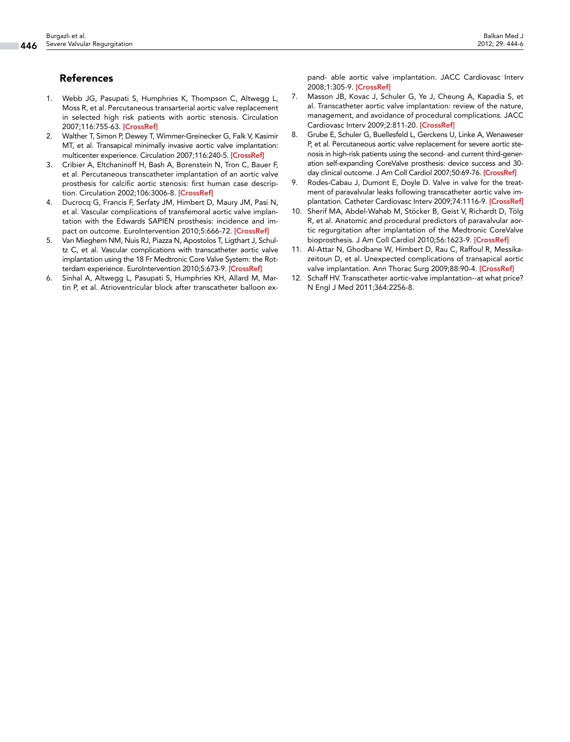## References

1. Webb JG, Pasupati S, Humphries K, Thompson C, Altwegg L, Moss R, et al. Percutaneous transarterial aortic valve replacement in selected high risk patients with aortic stenosis. Circulation 2007;116:755-63. [CrossRef]
2. Walther T, Simon P, Dewey T, Wimmer-Greinecker G, Falk V, Kasimir MT, et al. Transapical minimally invasive aortic valve implantation: multicenter experience. Circulation 2007;116:240-5. [CrossRef]
3. Cribier A, Eltchaninoff H, Bash A, Borenstein N, Tron C, Bauer F, et al. Percutaneous transcatheter implantation of an aortic valve prosthesis for calcific aortic stenosis: first human case description. Circulation 2002;106:3006-8. [CrossRef]
4. Ducrocq G, Francis F, Serfaty JM, Himbert D, Maury JM, Pasi N, et al. Vascular complications of transfemoral aortic valve implantation with the Edwards SAPIEN prosthesis: incidence and impact on outcome. EuroIntervention 2010;5:666-72. [CrossRef]
5. Van Mieghem NM, Nuis RJ, Piazza N, Apostolos T, Ligthart J, Schultz C, et al. Vascular complications with transcatheter aortic valve implantation using the 18 Fr Medtronic Core Valve System: the Rotterdam experience. EuroIntervention 2010;5:673-9. [CrossRef]
6. Sinhal A, Altwegg L, Pasupati S, Humphries KH, Allard M, Martin P, et al. Atrioventricular block after transcatheter balloon expand- able aortic valve implantation. JACC Cardiovasc Interv 2008;1:305-9. [CrossRef]
7. Masson JB, Kovac J, Schuler G, Ye J, Cheung A, Kapadia S, et al. Transcatheter aortic valve implantation: review of the nature, management, and avoidance of procedural complications. JACC Cardiovasc Interv 2009;2:811-20. [CrossRef]
8. Grube E, Schuler G, Buellesfeld L, Gerckens U, Linke A, Wenaweser P, et al. Percutaneous aortic valve replacement for severe aortic stenosis in high-risk patients using the second- and current third-generation self-expanding CoreValve prosthesis: device success and 30-day clinical outcome. J Am Coll Cardiol 2007;50:69-76. [CrossRef]
9. Rodes-Cabau J, Dumont E, Doyle D. Valve in valve for the treatment of paravalvular leaks following transcatheter aortic valve implantation. Catheter Cardiovasc Interv 2009;74:1116-9. [CrossRef]
10. Sherif MA, Abdel-Wahab M, Stöcker B, Geist V, Richardt D, Tölg R, et al. Anatomic and procedural predictors of paravalvular aortic regurgitation after implantation of the Medtronic CoreValve bioprosthesis. J Am Coll Cardiol 2010;56:1623-9. [CrossRef]
11. Al-Attar N, Ghodbane W, Himbert D, Rau C, Raffoul R, Messika-zeitoun D, et al. Unexpected complications of transapical aortic valve implantation. Ann Thorac Surg 2009;88:90-4. [CrossRef]
12. Schaff HV. Transcatheter aortic-valve implantation--at what price? N Engl J Med 2011;364:2256-8.